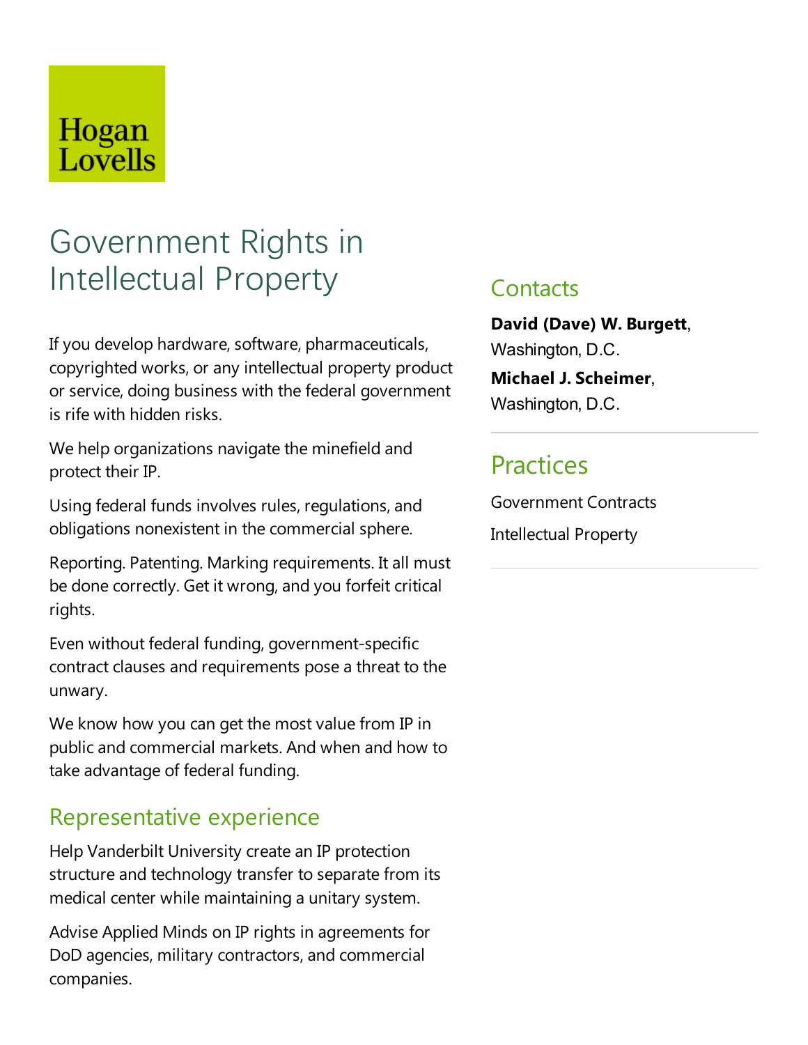Hogan Lovells

# Government Rights in Intellectual Property

If you develop hardware, software, pharmaceuticals, copyrighted works, or any intellectual property product or service, doing business with the federal government is rife with hidden risks.

We help organizations navigate the minefield and protect their IP.

Using federal funds involves rules, regulations, and obligations nonexistent in the commercial sphere.

Reporting. Patenting. Marking requirements. It all must be done correctly. Get it wrong, and you forfeit critical rights.

Even without federal funding, government-specific contract clauses and requirements pose a threat to the unwary.

We know how you can get the most value from IP in public and commercial markets. And when and how to take advantage of federal funding.

## Representative experience

Help Vanderbilt University create an IP protection structure and technology transfer to separate from its medical center while maintaining a unitary system.

Advise Applied Minds on IP rights in agreements for DoD agencies, military contractors, and commercial companies.

## Contacts

**David (Dave) W. Burgett**, Washington, D.C.

**Michael J. Scheimer**, Washington, D.C.

## Practices

Government Contracts

Intellectual Property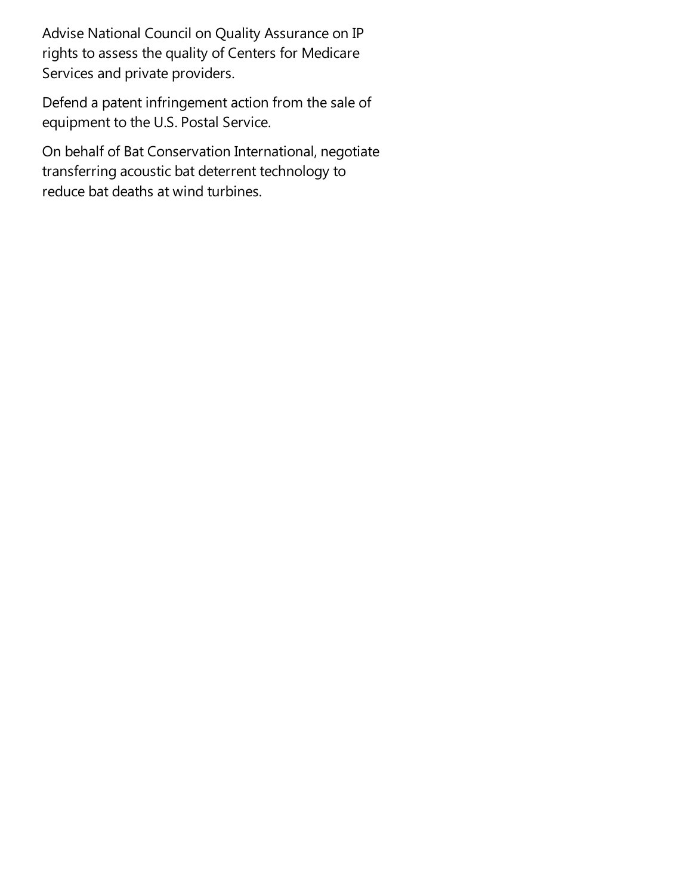Advise National Council on Quality Assurance on IP rights to assess the quality of Centers for Medicare Services and private providers.

Defend a patent infringement action from the sale of equipment to the U.S. Postal Service.

On behalf of Bat Conservation International, negotiate transferring acoustic bat deterrent technology to reduce bat deaths at wind turbines.